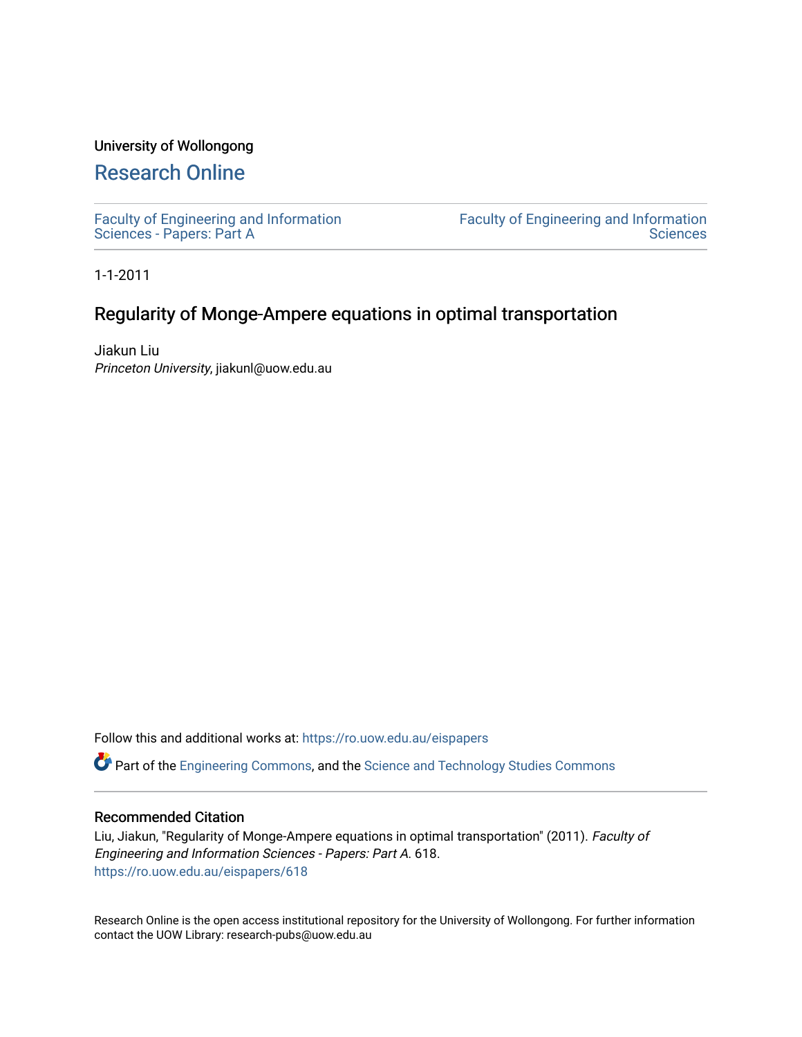University of Wollongong

# Research Online

Faculty of Engineering and Information Sciences - Papers: Part A

Faculty of Engineering and Information Sciences

1-1-2011

## Regularity of Monge-Ampere equations in optimal transportation

Jiakun Liu
*Princeton University*, jiakunl@uow.edu.au

Follow this and additional works at: https://ro.uow.edu.au/eispapers

Part of the Engineering Commons, and the Science and Technology Studies Commons

### Recommended Citation

Liu, Jiakun, "Regularity of Monge-Ampere equations in optimal transportation" (2011). *Faculty of Engineering and Information Sciences - Papers: Part A*. 618.
https://ro.uow.edu.au/eispapers/618

Research Online is the open access institutional repository for the University of Wollongong. For further information contact the UOW Library: research-pubs@uow.edu.au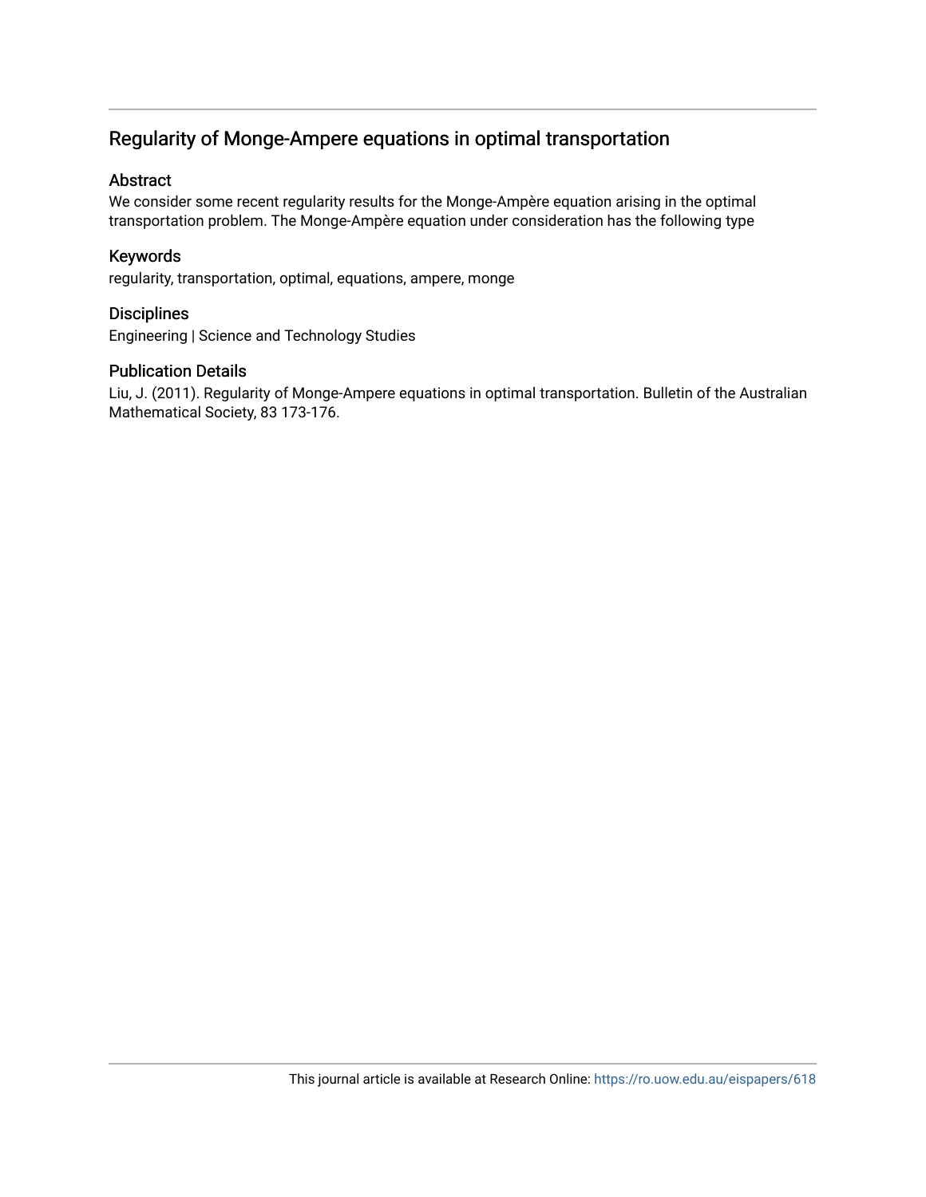# Regularity of Monge-Ampere equations in optimal transportation

## Abstract

We consider some recent regularity results for the Monge-Ampère equation arising in the optimal transportation problem. The Monge-Ampère equation under consideration has the following type

## Keywords

regularity, transportation, optimal, equations, ampere, monge

## Disciplines

Engineering | Science and Technology Studies

## Publication Details

Liu, J. (2011). Regularity of Monge-Ampere equations in optimal transportation. Bulletin of the Australian Mathematical Society, 83 173-176.

This journal article is available at Research Online: https://ro.uow.edu.au/eispapers/618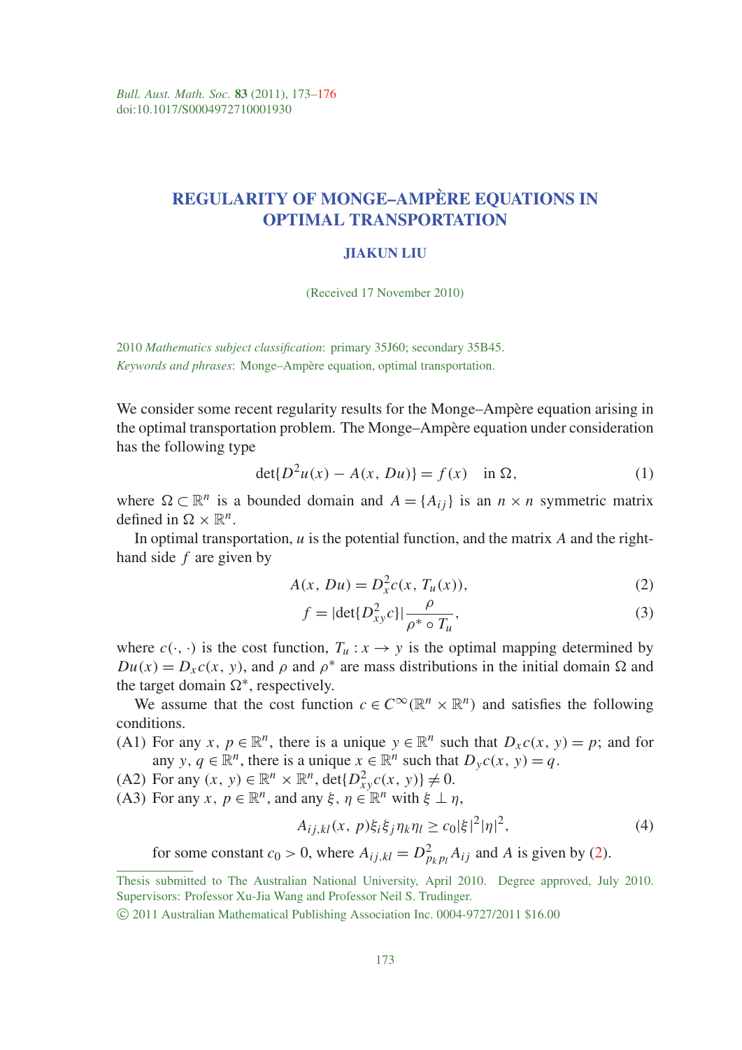# REGULARITY OF MONGE–AMPÈRE EQUATIONS IN OPTIMAL TRANSPORTATION

### JIAKUN LIU

(Received 17 November 2010)

2010 *Mathematics subject classification*: primary 35J60; secondary 35B45.
*Keywords and phrases*: Monge–Ampère equation, optimal transportation.

We consider some recent regularity results for the Monge–Ampère equation arising in the optimal transportation problem. The Monge–Ampère equation under consideration has the following type

$$\det\{D^2u(x) - A(x, Du)\} = f(x) \quad \text{in } \Omega, \tag{1}$$

where $\Omega \subset \mathbb{R}^n$ is a bounded domain and $A = \{A_{ij}\}$ is an $n \times n$ symmetric matrix defined in $\Omega \times \mathbb{R}^n$.

In optimal transportation, $u$ is the potential function, and the matrix $A$ and the right-hand side $f$ are given by

$$A(x, Du) = D_x^2 c(x, T_u(x)), \tag{2}$$

$$f = |\det\{D_{xy}^2 c\}| \frac{\rho}{\rho^* \circ T_u}, \tag{3}$$

where $c(\cdot, \cdot)$ is the cost function, $T_u : x \to y$ is the optimal mapping determined by $Du(x) = D_x c(x, y)$, and $\rho$ and $\rho^*$ are mass distributions in the initial domain $\Omega$ and the target domain $\Omega^*$, respectively.

We assume that the cost function $c \in C^\infty(\mathbb{R}^n \times \mathbb{R}^n)$ and satisfies the following conditions.

(A1) For any $x, p \in \mathbb{R}^n$, there is a unique $y \in \mathbb{R}^n$ such that $D_x c(x, y) = p$; and for any $y, q \in \mathbb{R}^n$, there is a unique $x \in \mathbb{R}^n$ such that $D_y c(x, y) = q$.

(A2) For any $(x, y) \in \mathbb{R}^n \times \mathbb{R}^n$, $\det\{D_{xy}^2 c(x, y)\} \neq 0$.

(A3) For any $x, p \in \mathbb{R}^n$, and any $\xi, \eta \in \mathbb{R}^n$ with $\xi \perp \eta$,

$$A_{ij,kl}(x, p)\xi_i\xi_j\eta_k\eta_l \geq c_0|\xi|^2|\eta|^2, \tag{4}$$

for some constant $c_0 > 0$, where $A_{ij,kl} = D_{p_k p_l}^2 A_{ij}$ and $A$ is given by (2).

Thesis submitted to The Australian National University, April 2010. Degree approved, July 2010. Supervisors: Professor Xu-Jia Wang and Professor Neil S. Trudinger.

© 2011 Australian Mathematical Publishing Association Inc. 0004-9727/2011 $16.00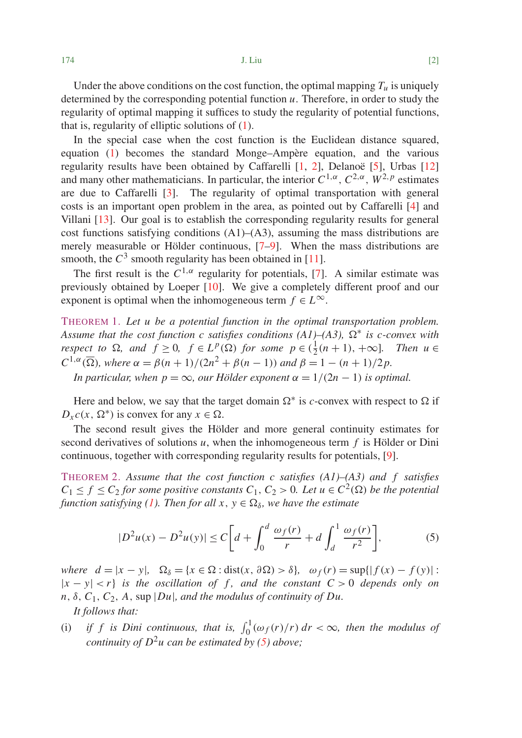Under the above conditions on the cost function, the optimal mapping $T_u$ is uniquely determined by the corresponding potential function $u$. Therefore, in order to study the regularity of optimal mapping it suffices to study the regularity of potential functions, that is, regularity of elliptic solutions of (1).

In the special case when the cost function is the Euclidean distance squared, equation (1) becomes the standard Monge–Ampère equation, and the various regularity results have been obtained by Caffarelli [1, 2], Delanoë [5], Urbas [12] and many other mathematicians. In particular, the interior $C^{1,\alpha}$, $C^{2,\alpha}$, $W^{2,p}$ estimates are due to Caffarelli [3]. The regularity of optimal transportation with general costs is an important open problem in the area, as pointed out by Caffarelli [4] and Villani [13]. Our goal is to establish the corresponding regularity results for general cost functions satisfying conditions (A1)–(A3), assuming the mass distributions are merely measurable or Hölder continuous, [7–9]. When the mass distributions are smooth, the $C^3$ smooth regularity has been obtained in [11].

The first result is the $C^{1,\alpha}$ regularity for potentials, [7]. A similar estimate was previously obtained by Loeper [10]. We give a completely different proof and our exponent is optimal when the inhomogeneous term $f \in L^\infty$.

THEOREM 1. *Let $u$ be a potential function in the optimal transportation problem. Assume that the cost function $c$ satisfies conditions (A1)–(A3), $\Omega^*$ is $c$-convex with respect to $\Omega$, and $f \geq 0$, $f \in L^p(\Omega)$ for some $p \in (\frac{1}{2}(n+1), +\infty]$. Then $u \in C^{1,\alpha}(\overline{\Omega})$, where $\alpha = \beta(n+1)/(2n^2 + \beta(n-1))$ and $\beta = 1 - (n+1)/2p$.*

*In particular, when $p = \infty$, our Hölder exponent $\alpha = 1/(2n-1)$ is optimal.*

Here and below, we say that the target domain $\Omega^*$ is $c$-convex with respect to $\Omega$ if $D_x c(x, \Omega^*)$ is convex for any $x \in \Omega$.

The second result gives the Hölder and more general continuity estimates for second derivatives of solutions $u$, when the inhomogeneous term $f$ is Hölder or Dini continuous, together with corresponding regularity results for potentials, [9].

THEOREM 2. *Assume that the cost function $c$ satisfies (A1)–(A3) and $f$ satisfies $C_1 \leq f \leq C_2$ for some positive constants $C_1, C_2 > 0$. Let $u \in C^2(\Omega)$ be the potential function satisfying (1). Then for all $x, y \in \Omega_\delta$, we have the estimate*

$$|D^2u(x) - D^2u(y)| \leq C\bigg[d + \int_0^d \frac{\omega_f(r)}{r} + d\int_d^1 \frac{\omega_f(r)}{r^2}\bigg], \tag{5}$$

*where $d = |x-y|$, $\Omega_\delta = \{x \in \Omega : \mathrm{dist}(x, \partial\Omega) > \delta\}$, $\omega_f(r) = \sup\{|f(x) - f(y)| : |x-y| < r\}$ is the oscillation of $f$, and the constant $C > 0$ depends only on $n, \delta, C_1, C_2, A, \sup |Du|$, and the modulus of continuity of $Du$.*

*It follows that:*

(i) *if $f$ is Dini continuous, that is, $\int_0^1 (\omega_f(r)/r)\, dr < \infty$, then the modulus of continuity of $D^2u$ can be estimated by (5) above;*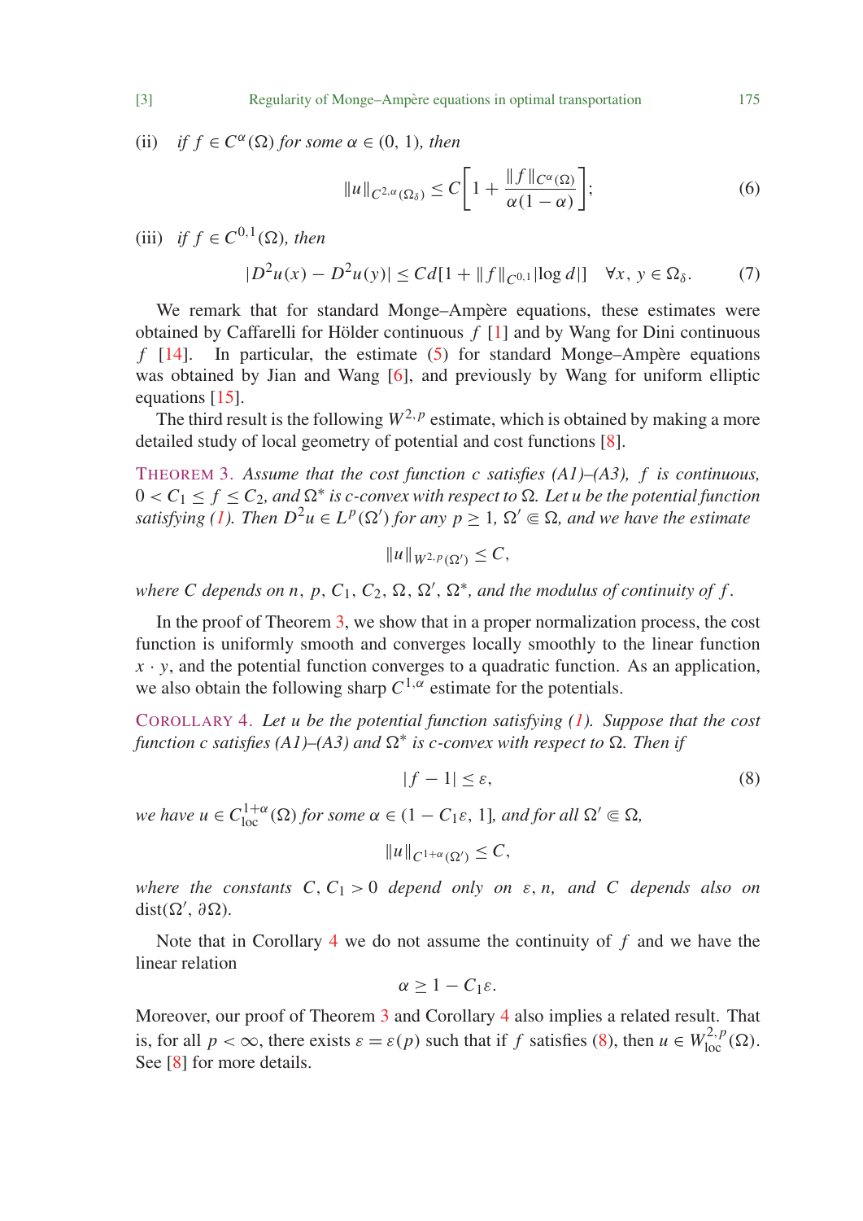(ii) *if* $f \in C^{\alpha}(\Omega)$ *for some* $\alpha \in (0, 1)$*, then*

$$\|u\|_{C^{2,\alpha}(\Omega_\delta)} \le C\left[1 + \frac{\|f\|_{C^{\alpha}(\Omega)}}{\alpha(1-\alpha)}\right]; \tag{6}$$

(iii) *if* $f \in C^{0,1}(\Omega)$*, then*

$$|D^2u(x) - D^2u(y)| \le Cd[1 + \|f\|_{C^{0,1}}|\log d|] \quad \forall x, y \in \Omega_\delta. \tag{7}$$

We remark that for standard Monge–Ampère equations, these estimates were obtained by Caffarelli for Hölder continuous $f$ [1] and by Wang for Dini continuous $f$ [14]. In particular, the estimate (5) for standard Monge–Ampère equations was obtained by Jian and Wang [6], and previously by Wang for uniform elliptic equations [15].

The third result is the following $W^{2,p}$ estimate, which is obtained by making a more detailed study of local geometry of potential and cost functions [8].

THEOREM 3. *Assume that the cost function $c$ satisfies (A1)–(A3), $f$ is continuous, $0 < C_1 \le f \le C_2$, and $\Omega^*$ is $c$-convex with respect to $\Omega$. Let $u$ be the potential function satisfying (1). Then $D^2u \in L^p(\Omega')$ for any $p \ge 1$, $\Omega' \Subset \Omega$, and we have the estimate*

$$\|u\|_{W^{2,p}(\Omega')} \le C,$$

*where $C$ depends on $n$, $p$, $C_1$, $C_2$, $\Omega$, $\Omega'$, $\Omega^*$, and the modulus of continuity of $f$.*

In the proof of Theorem 3, we show that in a proper normalization process, the cost function is uniformly smooth and converges locally smoothly to the linear function $x \cdot y$, and the potential function converges to a quadratic function. As an application, we also obtain the following sharp $C^{1,\alpha}$ estimate for the potentials.

COROLLARY 4. *Let $u$ be the potential function satisfying (1). Suppose that the cost function $c$ satisfies (A1)–(A3) and $\Omega^*$ is $c$-convex with respect to $\Omega$. Then if*

$$|f - 1| \le \varepsilon, \tag{8}$$

*we have $u \in C^{1+\alpha}_{\text{loc}}(\Omega)$ for some $\alpha \in (1 - C_1\varepsilon, 1]$, and for all $\Omega' \Subset \Omega$,*

$$\|u\|_{C^{1+\alpha}(\Omega')} \le C,$$

*where the constants $C, C_1 > 0$ depend only on $\varepsilon, n$, and $C$ depends also on* $\text{dist}(\Omega', \partial\Omega)$.

Note that in Corollary 4 we do not assume the continuity of $f$ and we have the linear relation

$$\alpha \ge 1 - C_1\varepsilon.$$

Moreover, our proof of Theorem 3 and Corollary 4 also implies a related result. That is, for all $p < \infty$, there exists $\varepsilon = \varepsilon(p)$ such that if $f$ satisfies (8), then $u \in W^{2,p}_{\text{loc}}(\Omega)$. See [8] for more details.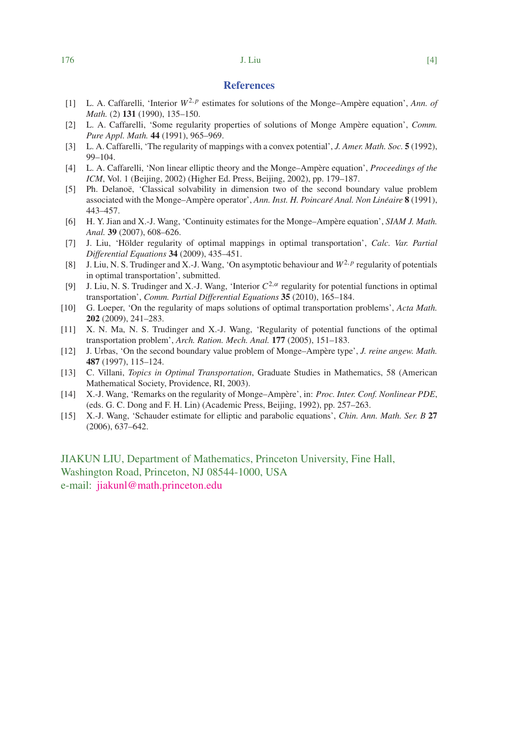## References

[1] L. A. Caffarelli, 'Interior $W^{2,p}$ estimates for solutions of the Monge–Ampère equation', *Ann. of Math.* (2) **131** (1990), 135–150.

[2] L. A. Caffarelli, 'Some regularity properties of solutions of Monge Ampère equation', *Comm. Pure Appl. Math.* **44** (1991), 965–969.

[3] L. A. Caffarelli, 'The regularity of mappings with a convex potential', *J. Amer. Math. Soc.* **5** (1992), 99–104.

[4] L. A. Caffarelli, 'Non linear elliptic theory and the Monge–Ampère equation', *Proceedings of the ICM*, Vol. 1 (Beijing, 2002) (Higher Ed. Press, Beijing, 2002), pp. 179–187.

[5] Ph. Delanoë, 'Classical solvability in dimension two of the second boundary value problem associated with the Monge–Ampère operator', *Ann. Inst. H. Poincaré Anal. Non Linéaire* **8** (1991), 443–457.

[6] H. Y. Jian and X.-J. Wang, 'Continuity estimates for the Monge–Ampère equation', *SIAM J. Math. Anal.* **39** (2007), 608–626.

[7] J. Liu, 'Hölder regularity of optimal mappings in optimal transportation', *Calc. Var. Partial Differential Equations* **34** (2009), 435–451.

[8] J. Liu, N. S. Trudinger and X.-J. Wang, 'On asymptotic behaviour and $W^{2,p}$ regularity of potentials in optimal transportation', submitted.

[9] J. Liu, N. S. Trudinger and X.-J. Wang, 'Interior $C^{2,\alpha}$ regularity for potential functions in optimal transportation', *Comm. Partial Differential Equations* **35** (2010), 165–184.

[10] G. Loeper, 'On the regularity of maps solutions of optimal transportation problems', *Acta Math.* **202** (2009), 241–283.

[11] X. N. Ma, N. S. Trudinger and X.-J. Wang, 'Regularity of potential functions of the optimal transportation problem', *Arch. Ration. Mech. Anal.* **177** (2005), 151–183.

[12] J. Urbas, 'On the second boundary value problem of Monge–Ampère type', *J. reine angew. Math.* **487** (1997), 115–124.

[13] C. Villani, *Topics in Optimal Transportation*, Graduate Studies in Mathematics, 58 (American Mathematical Society, Providence, RI, 2003).

[14] X.-J. Wang, 'Remarks on the regularity of Monge–Ampère', in: *Proc. Inter. Conf. Nonlinear PDE*, (eds. G. C. Dong and F. H. Lin) (Academic Press, Beijing, 1992), pp. 257–263.

[15] X.-J. Wang, 'Schauder estimate for elliptic and parabolic equations', *Chin. Ann. Math. Ser. B* **27** (2006), 637–642.

JIAKUN LIU, Department of Mathematics, Princeton University, Fine Hall, Washington Road, Princeton, NJ 08544-1000, USA
e-mail: jiakunl@math.princeton.edu